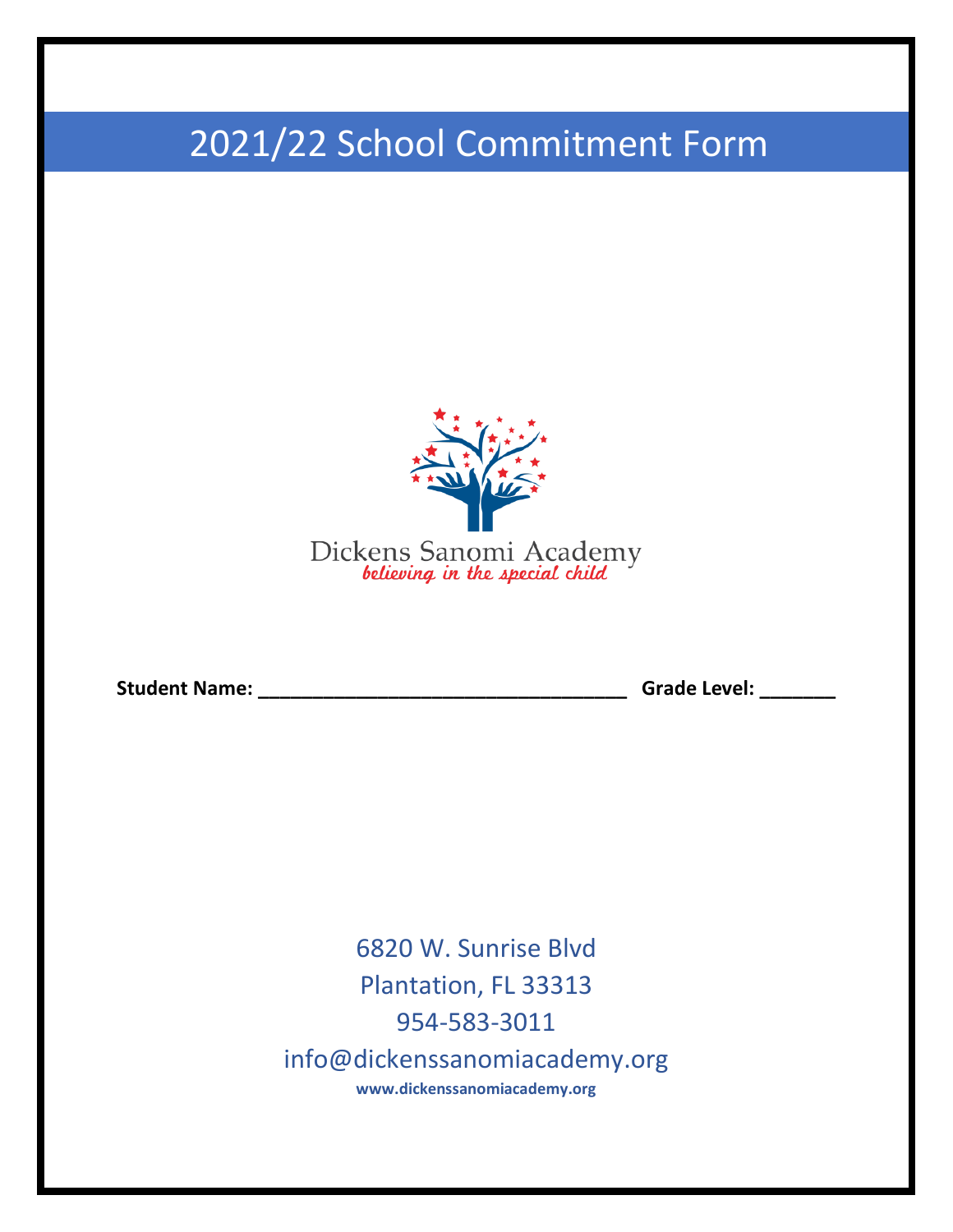# 2021/22 School Commitment Form

Dickens Sanomi Academy
*believing in the special child*

**Student Name: ___________________________________ Grade Level: _______**

6820 W. Sunrise Blvd
Plantation, FL 33313
954-583-3011
info@dickenssanomiacademy.org
**www.dickenssanomiacademy.org**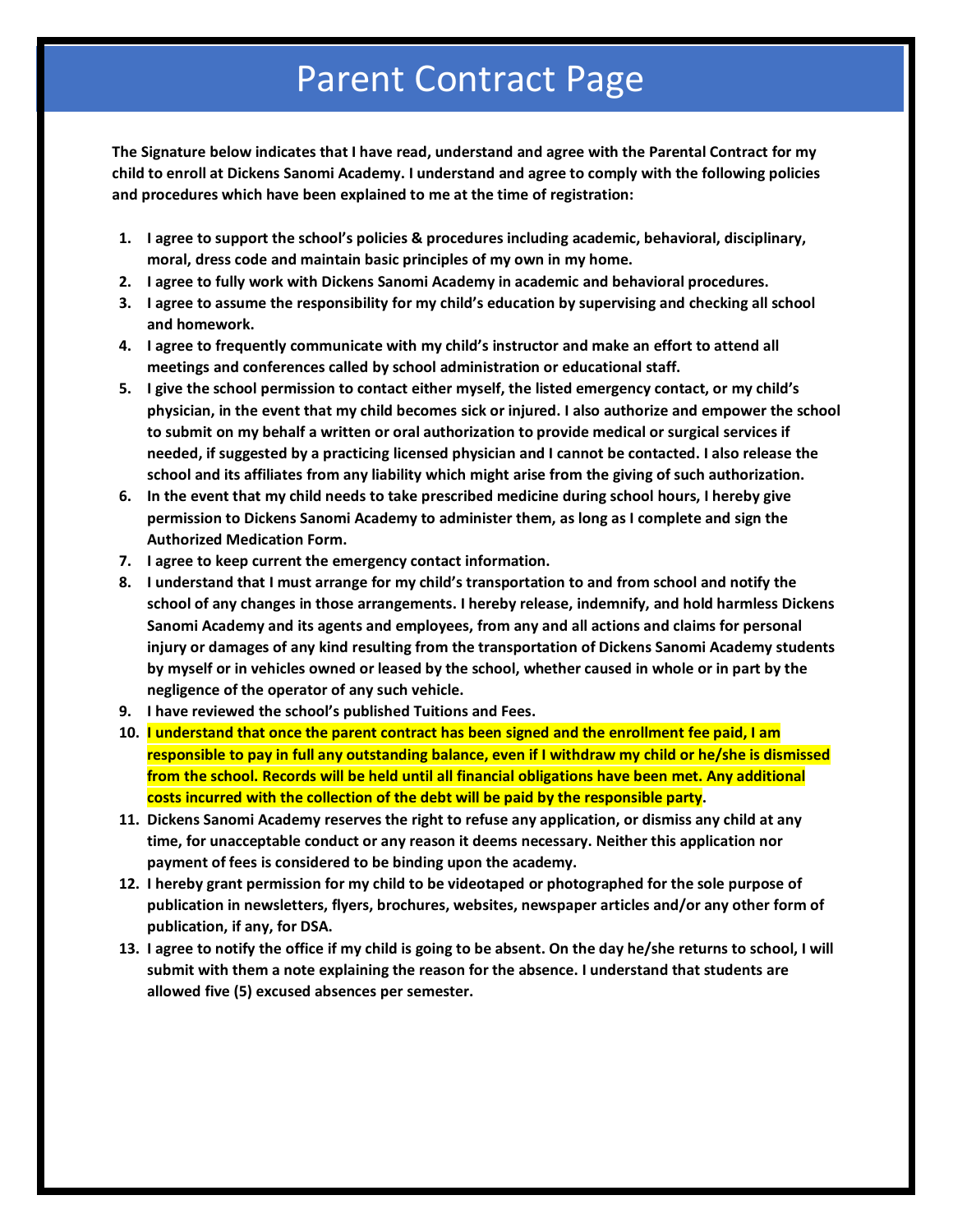# Parent Contract Page

**The Signature below indicates that I have read, understand and agree with the Parental Contract for my child to enroll at Dickens Sanomi Academy. I understand and agree to comply with the following policies and procedures which have been explained to me at the time of registration:**

1. **I agree to support the school's policies & procedures including academic, behavioral, disciplinary, moral, dress code and maintain basic principles of my own in my home.**
2. **I agree to fully work with Dickens Sanomi Academy in academic and behavioral procedures.**
3. **I agree to assume the responsibility for my child's education by supervising and checking all school and homework.**
4. **I agree to frequently communicate with my child's instructor and make an effort to attend all meetings and conferences called by school administration or educational staff.**
5. **I give the school permission to contact either myself, the listed emergency contact, or my child's physician, in the event that my child becomes sick or injured. I also authorize and empower the school to submit on my behalf a written or oral authorization to provide medical or surgical services if needed, if suggested by a practicing licensed physician and I cannot be contacted. I also release the school and its affiliates from any liability which might arise from the giving of such authorization.**
6. **In the event that my child needs to take prescribed medicine during school hours, I hereby give permission to Dickens Sanomi Academy to administer them, as long as I complete and sign the Authorized Medication Form.**
7. **I agree to keep current the emergency contact information.**
8. **I understand that I must arrange for my child's transportation to and from school and notify the school of any changes in those arrangements. I hereby release, indemnify, and hold harmless Dickens Sanomi Academy and its agents and employees, from any and all actions and claims for personal injury or damages of any kind resulting from the transportation of Dickens Sanomi Academy students by myself or in vehicles owned or leased by the school, whether caused in whole or in part by the negligence of the operator of any such vehicle.**
9. **I have reviewed the school's published Tuitions and Fees.**
10. **I understand that once the parent contract has been signed and the enrollment fee paid, I am responsible to pay in full any outstanding balance, even if I withdraw my child or he/she is dismissed from the school. Records will be held until all financial obligations have been met. Any additional costs incurred with the collection of the debt will be paid by the responsible party.**
11. **Dickens Sanomi Academy reserves the right to refuse any application, or dismiss any child at any time, for unacceptable conduct or any reason it deems necessary. Neither this application nor payment of fees is considered to be binding upon the academy.**
12. **I hereby grant permission for my child to be videotaped or photographed for the sole purpose of publication in newsletters, flyers, brochures, websites, newspaper articles and/or any other form of publication, if any, for DSA.**
13. **I agree to notify the office if my child is going to be absent. On the day he/she returns to school, I will submit with them a note explaining the reason for the absence. I understand that students are allowed five (5) excused absences per semester.**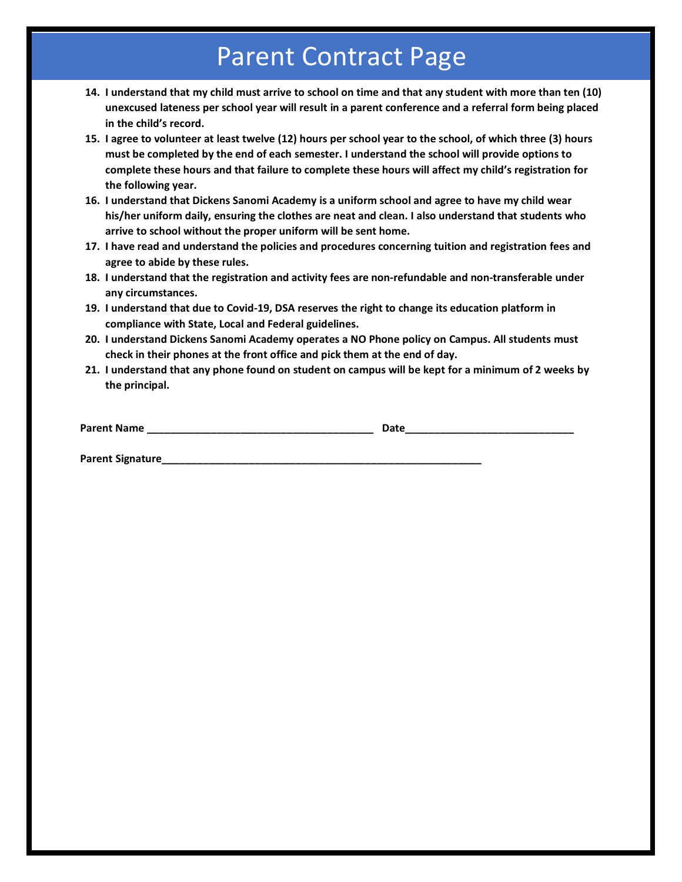# Parent Contract Page

14. **I understand that my child must arrive to school on time and that any student with more than ten (10) unexcused lateness per school year will result in a parent conference and a referral form being placed in the child's record.**
15. **I agree to volunteer at least twelve (12) hours per school year to the school, of which three (3) hours must be completed by the end of each semester. I understand the school will provide options to complete these hours and that failure to complete these hours will affect my child's registration for the following year.**
16. **I understand that Dickens Sanomi Academy is a uniform school and agree to have my child wear his/her uniform daily, ensuring the clothes are neat and clean. I also understand that students who arrive to school without the proper uniform will be sent home.**
17. **I have read and understand the policies and procedures concerning tuition and registration fees and agree to abide by these rules.**
18. **I understand that the registration and activity fees are non-refundable and non-transferable under any circumstances.**
19. **I understand that due to Covid-19, DSA reserves the right to change its education platform in compliance with State, Local and Federal guidelines.**
20. **I understand Dickens Sanomi Academy operates a NO Phone policy on Campus. All students must check in their phones at the front office and pick them at the end of day.**
21. **I understand that any phone found on student on campus will be kept for a minimum of 2 weeks by the principal.**

**Parent Name** ________________________________________ **Date**______________________________

**Parent Signature**_________________________________________________________